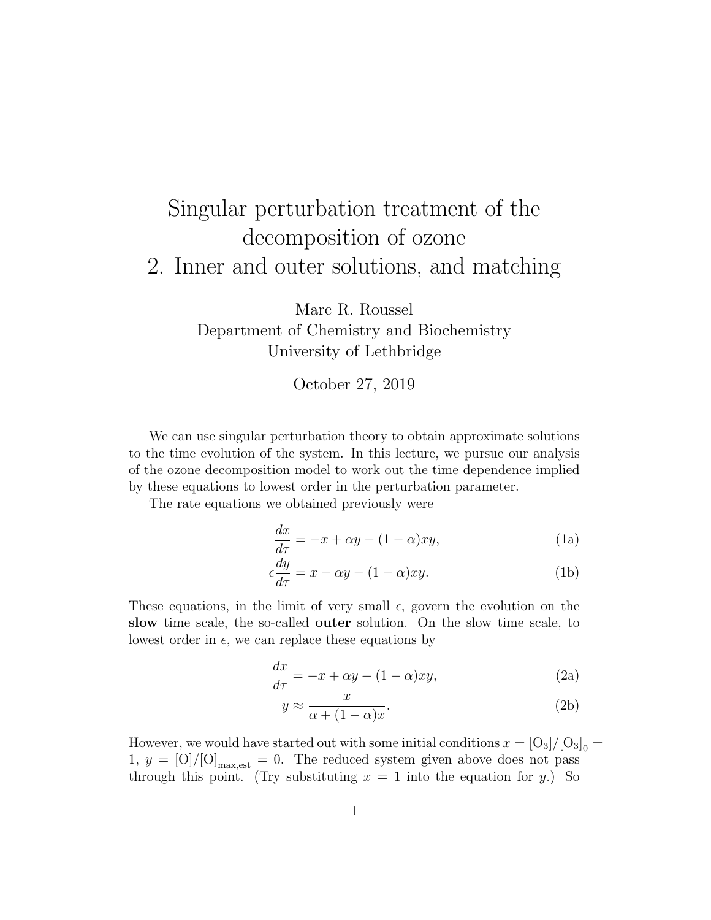# Singular perturbation treatment of the decomposition of ozone
# 2. Inner and outer solutions, and matching

Marc R. Roussel
Department of Chemistry and Biochemistry
University of Lethbridge

October 27, 2019

We can use singular perturbation theory to obtain approximate solutions to the time evolution of the system. In this lecture, we pursue our analysis of the ozone decomposition model to work out the time dependence implied by these equations to lowest order in the perturbation parameter.

The rate equations we obtained previously were

$$\frac{dx}{d\tau} = -x + \alpha y - (1-\alpha)xy, \tag{1a}$$

$$\epsilon\frac{dy}{d\tau} = x - \alpha y - (1-\alpha)xy. \tag{1b}$$

These equations, in the limit of very small $\epsilon$, govern the evolution on the **slow** time scale, the so-called **outer** solution. On the slow time scale, to lowest order in $\epsilon$, we can replace these equations by

$$\frac{dx}{d\tau} = -x + \alpha y - (1-\alpha)xy, \tag{2a}$$

$$y \approx \frac{x}{\alpha + (1-\alpha)x}. \tag{2b}$$

However, we would have started out with some initial conditions $x = [O_3]/[O_3]_0 = 1$, $y = [O]/[O]_{\text{max,est}} = 0$. The reduced system given above does not pass through this point. (Try substituting $x = 1$ into the equation for $y$.) So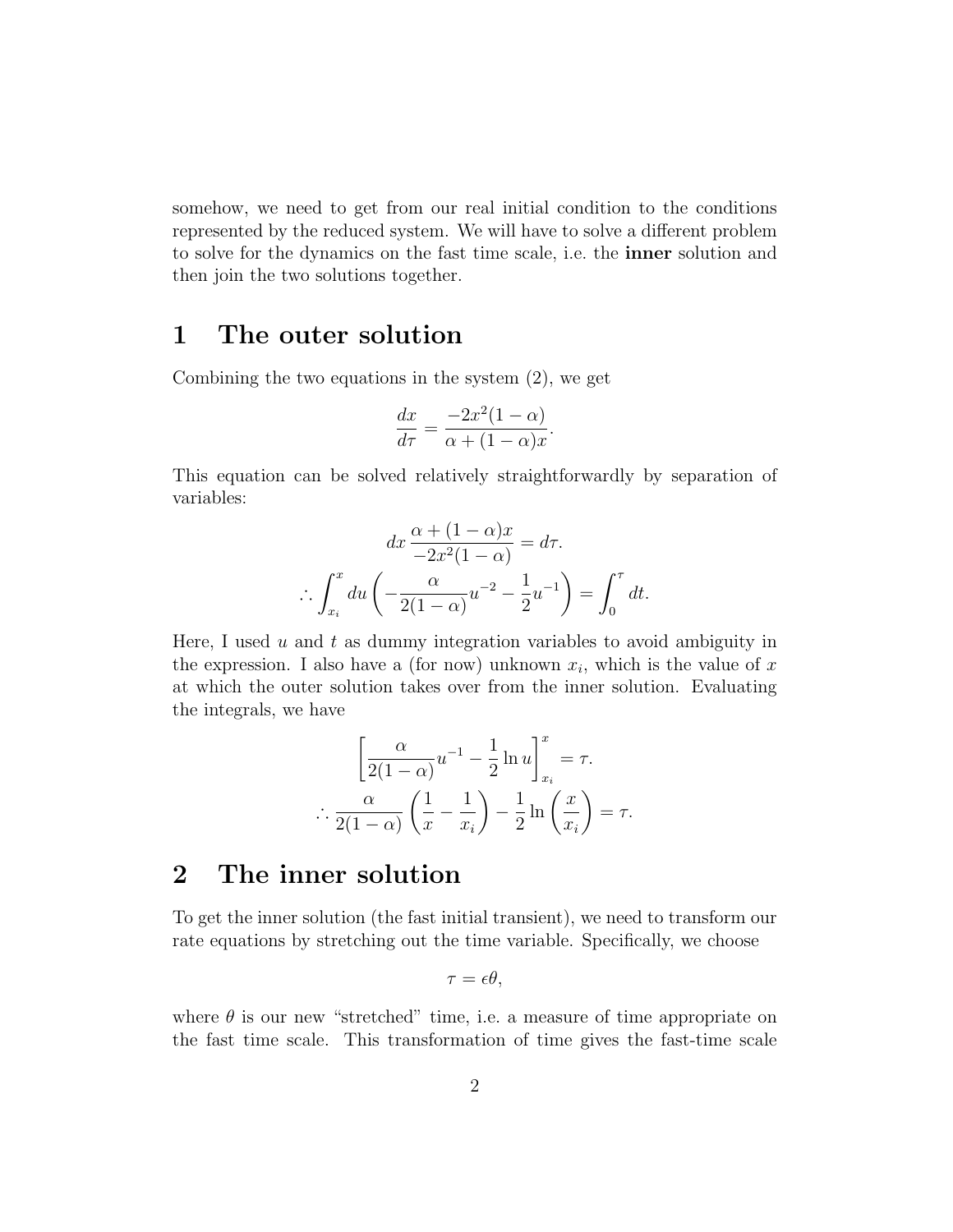somehow, we need to get from our real initial condition to the conditions represented by the reduced system. We will have to solve a different problem to solve for the dynamics on the fast time scale, i.e. the **inner** solution and then join the two solutions together.

# 1 The outer solution

Combining the two equations in the system (2), we get

$$\frac{dx}{d\tau} = \frac{-2x^2(1-\alpha)}{\alpha + (1-\alpha)x}.$$

This equation can be solved relatively straightforwardly by separation of variables:

$$dx\,\frac{\alpha + (1-\alpha)x}{-2x^2(1-\alpha)} = d\tau.$$

$$\therefore \int_{x_i}^{x} du \left( -\frac{\alpha}{2(1-\alpha)} u^{-2} - \frac{1}{2} u^{-1} \right) = \int_0^{\tau} dt.$$

Here, I used $u$ and $t$ as dummy integration variables to avoid ambiguity in the expression. I also have a (for now) unknown $x_i$, which is the value of $x$ at which the outer solution takes over from the inner solution. Evaluating the integrals, we have

$$\left[ \frac{\alpha}{2(1-\alpha)} u^{-1} - \frac{1}{2} \ln u \right]_{x_i}^{x} = \tau.$$

$$\therefore \frac{\alpha}{2(1-\alpha)} \left( \frac{1}{x} - \frac{1}{x_i} \right) - \frac{1}{2} \ln \left( \frac{x}{x_i} \right) = \tau.$$

# 2 The inner solution

To get the inner solution (the fast initial transient), we need to transform our rate equations by stretching out the time variable. Specifically, we choose

$$\tau = \epsilon \theta,$$

where $\theta$ is our new "stretched" time, i.e. a measure of time appropriate on the fast time scale. This transformation of time gives the fast-time scale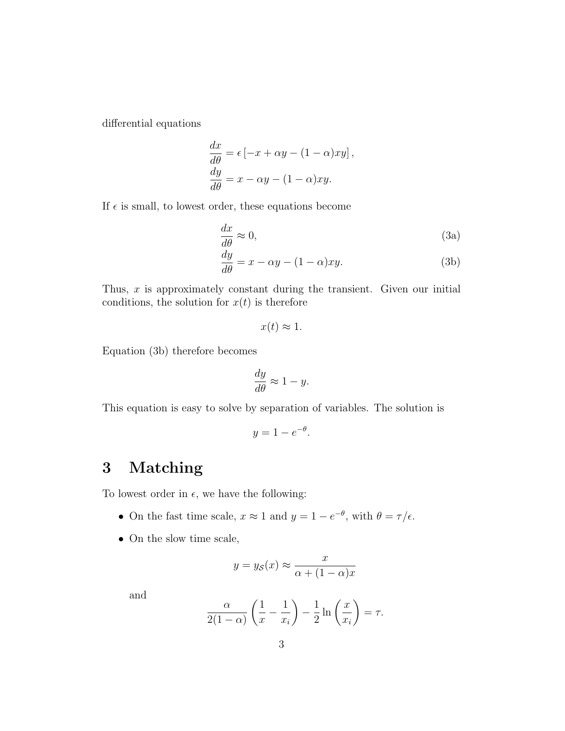differential equations

$$\frac{dx}{d\theta} = \epsilon \left[-x + \alpha y - (1-\alpha)xy\right],$$
$$\frac{dy}{d\theta} = x - \alpha y - (1-\alpha)xy.$$

If $\epsilon$ is small, to lowest order, these equations become

$$\frac{dx}{d\theta} \approx 0, \tag{3a}$$
$$\frac{dy}{d\theta} = x - \alpha y - (1-\alpha)xy. \tag{3b}$$

Thus, $x$ is approximately constant during the transient. Given our initial conditions, the solution for $x(t)$ is therefore

$$x(t) \approx 1.$$

Equation (3b) therefore becomes

$$\frac{dy}{d\theta} \approx 1 - y.$$

This equation is easy to solve by separation of variables. The solution is

$$y = 1 - e^{-\theta}.$$

# 3 Matching

To lowest order in $\epsilon$, we have the following:

- On the fast time scale, $x \approx 1$ and $y = 1 - e^{-\theta}$, with $\theta = \tau/\epsilon$.
- On the slow time scale,

  $$y = y_{\mathcal{S}}(x) \approx \frac{x}{\alpha + (1-\alpha)x}$$

  and

  $$\frac{\alpha}{2(1-\alpha)}\left(\frac{1}{x} - \frac{1}{x_i}\right) - \frac{1}{2}\ln\left(\frac{x}{x_i}\right) = \tau.$$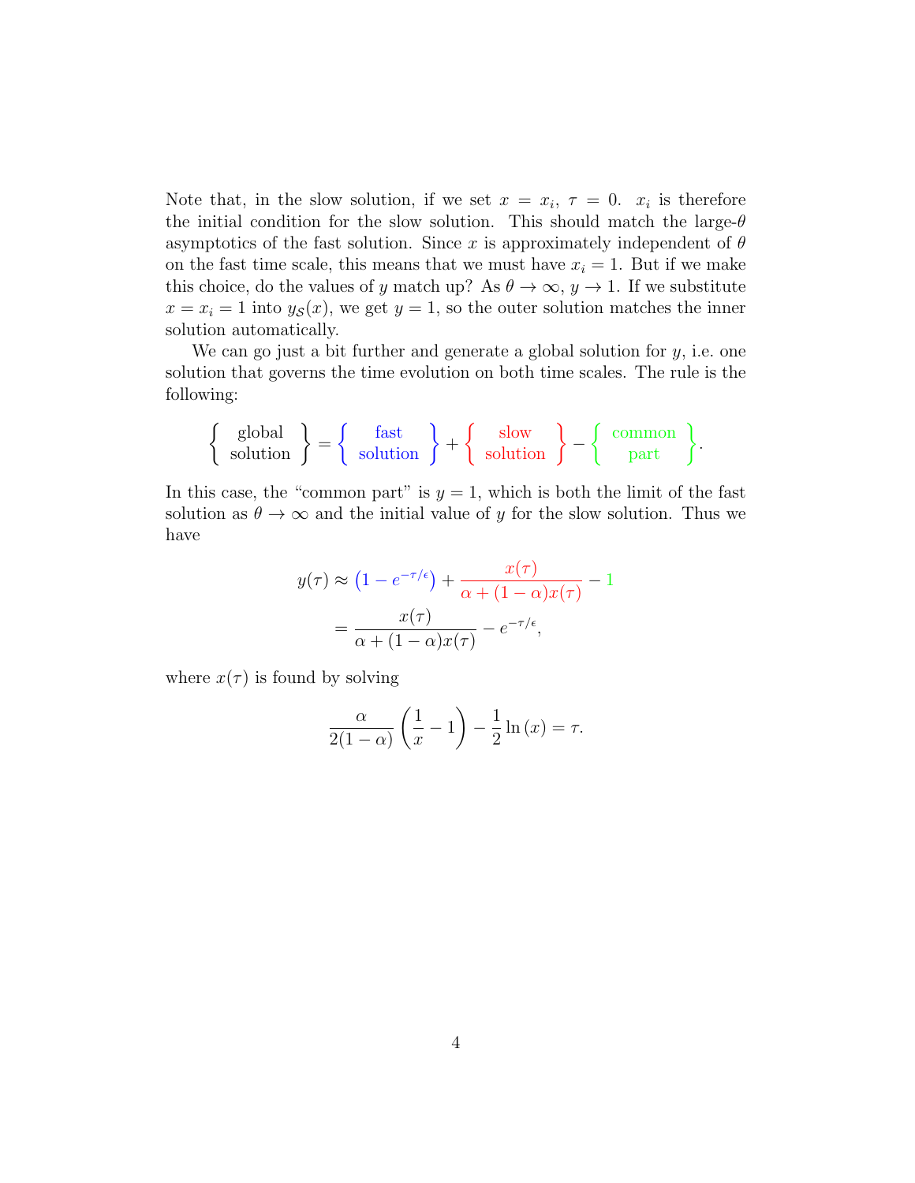Note that, in the slow solution, if we set $x = x_i$, $\tau = 0$. $x_i$ is therefore the initial condition for the slow solution. This should match the large-$\theta$ asymptotics of the fast solution. Since $x$ is approximately independent of $\theta$ on the fast time scale, this means that we must have $x_i = 1$. But if we make this choice, do the values of $y$ match up? As $\theta \to \infty$, $y \to 1$. If we substitute $x = x_i = 1$ into $y_{\mathcal{S}}(x)$, we get $y = 1$, so the outer solution matches the inner solution automatically.

We can go just a bit further and generate a global solution for $y$, i.e. one solution that governs the time evolution on both time scales. The rule is the following:

$$\left\{ \begin{array}{c} \text{global} \\ \text{solution} \end{array} \right\} = \left\{ \begin{array}{c} \text{fast} \\ \text{solution} \end{array} \right\} + \left\{ \begin{array}{c} \text{slow} \\ \text{solution} \end{array} \right\} - \left\{ \begin{array}{c} \text{common} \\ \text{part} \end{array} \right\}.$$

In this case, the "common part" is $y = 1$, which is both the limit of the fast solution as $\theta \to \infty$ and the initial value of $y$ for the slow solution. Thus we have

$$\begin{aligned} y(\tau) &\approx \left(1 - e^{-\tau/\epsilon}\right) + \frac{x(\tau)}{\alpha + (1-\alpha)x(\tau)} - 1 \\ &= \frac{x(\tau)}{\alpha + (1-\alpha)x(\tau)} - e^{-\tau/\epsilon}, \end{aligned}$$

where $x(\tau)$ is found by solving

$$\frac{\alpha}{2(1-\alpha)}\left(\frac{1}{x} - 1\right) - \frac{1}{2}\ln(x) = \tau.$$